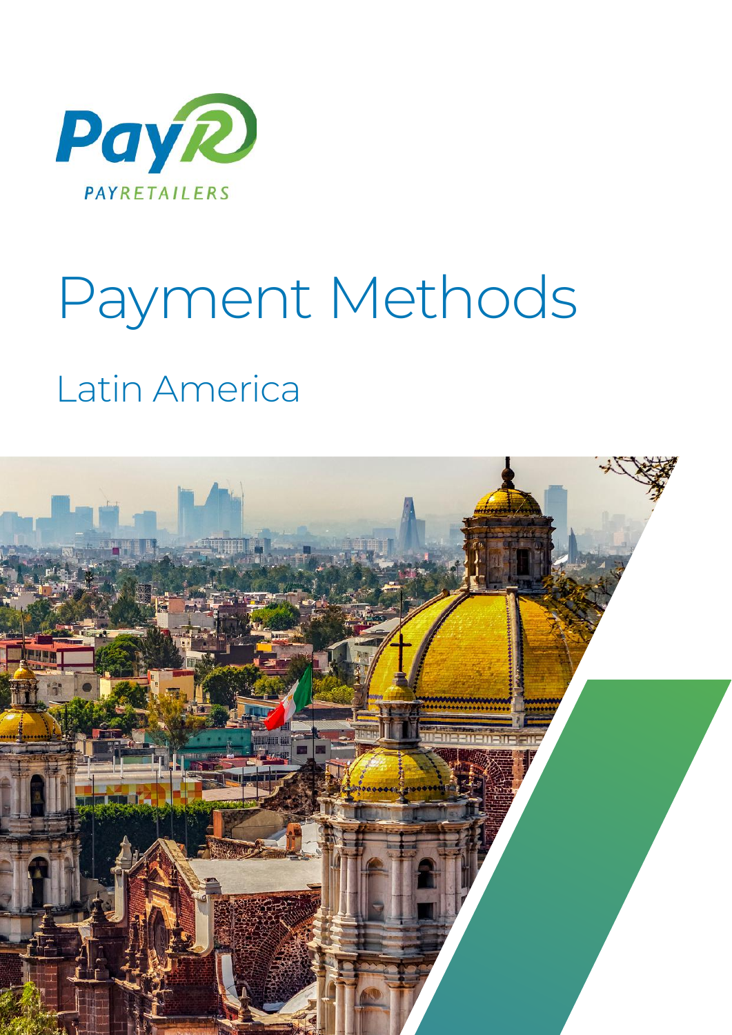PayR

PAYRETAILERS

# Payment Methods

## Latin America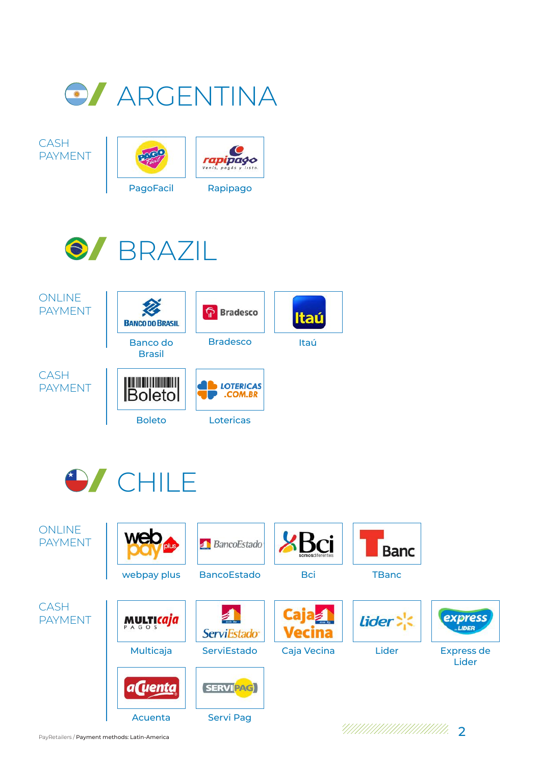# ARGENTINA

**CASH PAYMENT**

- PagoFacil
- Rapipago

# BRAZIL

**ONLINE PAYMENT**

- Banco do Brasil
- Bradesco
- Itaú

**CASH PAYMENT**

- Boleto
- Lotericas

# CHILE

**ONLINE PAYMENT**

- webpay plus
- BancoEstado
- Bci
- TBanc

**CASH PAYMENT**

- Multicaja
- ServiEstado
- Caja Vecina
- Lider
- Express de Lider
- Acuenta
- Servi Pag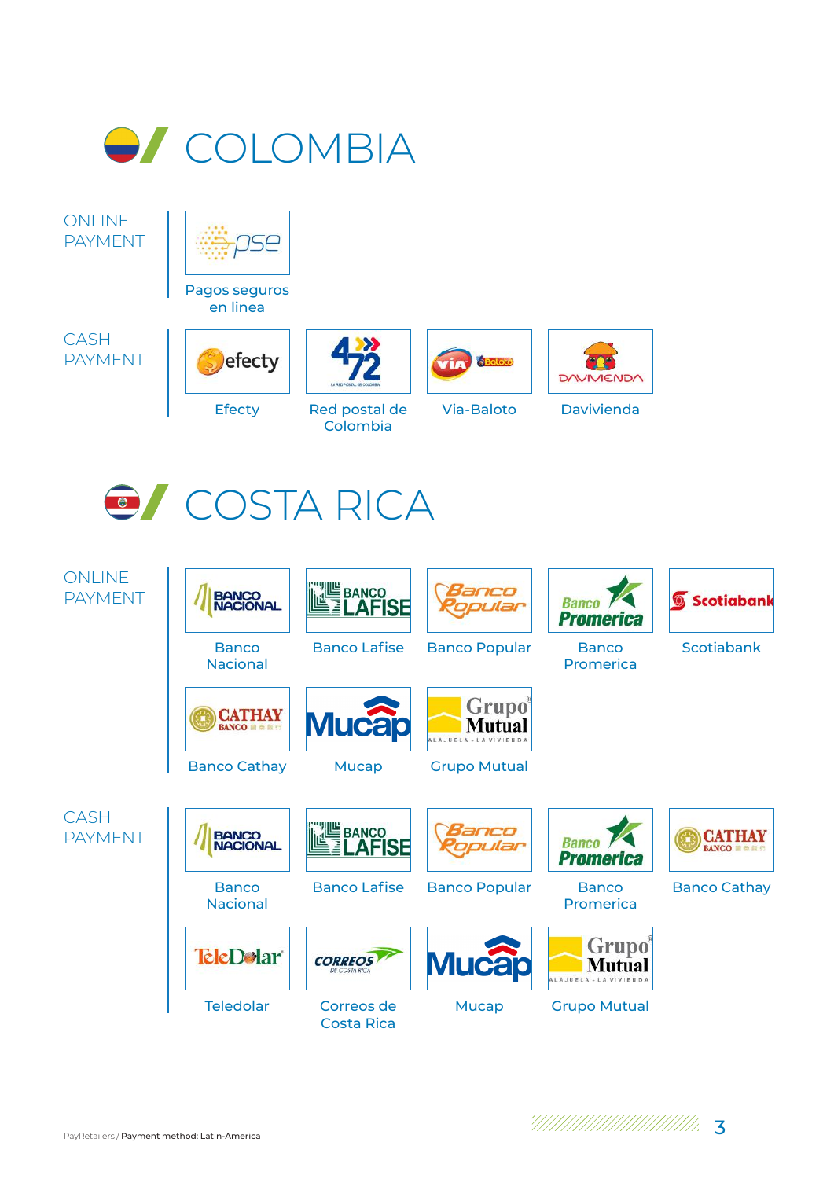# COLOMBIA

**ONLINE PAYMENT**

- Pagos seguros en linea

**CASH PAYMENT**

- Efecty
- Red postal de Colombia
- Via-Baloto
- Davivienda

# COSTA RICA

**ONLINE PAYMENT**

- Banco Nacional
- Banco Lafise
- Banco Popular
- Banco Promerica
- Scotiabank
- Banco Cathay
- Mucap
- Grupo Mutual

**CASH PAYMENT**

- Banco Nacional
- Banco Lafise
- Banco Popular
- Banco Promerica
- Banco Cathay
- Teledolar
- Correos de Costa Rica
- Mucap
- Grupo Mutual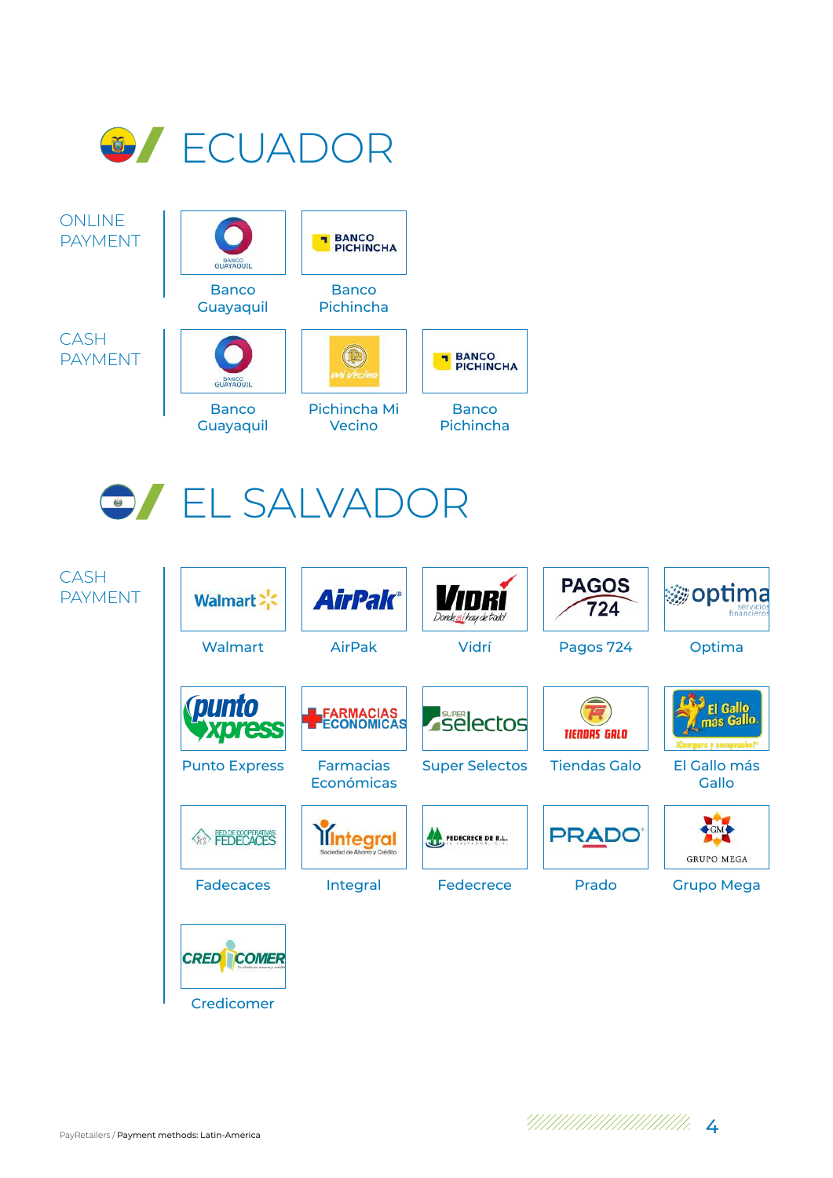# ECUADOR

## ONLINE PAYMENT

- Banco Guayaquil
- Banco Pichincha

## CASH PAYMENT

- Banco Guayaquil
- Pichincha Mi Vecino
- Banco Pichincha

# EL SALVADOR

## CASH PAYMENT

- Walmart
- AirPak
- Vidrí
- Pagos 724
- Optima
- Punto Express
- Farmacias Económicas
- Super Selectos
- Tiendas Galo
- El Gallo más Gallo
- Fadecaces
- Integral
- Fedecrece
- Prado
- Grupo Mega
- Credicomer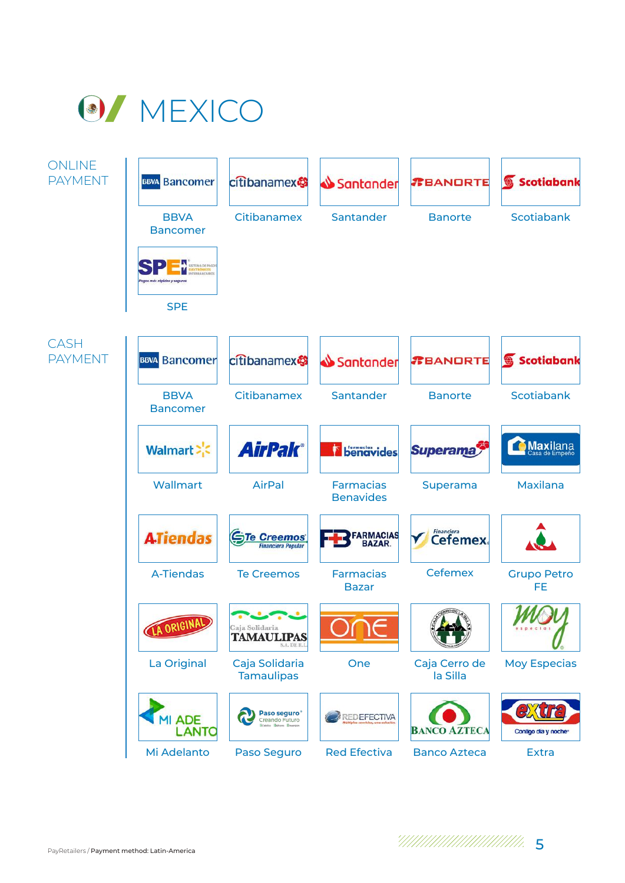# MEXICO

## ONLINE PAYMENT

- BBVA Bancomer
- Citibanamex
- Santander
- Banorte
- Scotiabank
- SPE

## CASH PAYMENT

- BBVA Bancomer
- Citibanamex
- Santander
- Banorte
- Scotiabank
- Wallmart
- AirPal
- Farmacias Benavides
- Superama
- Maxilana
- A-Tiendas
- Te Creemos
- Farmacias Bazar
- Cefemex
- Grupo Petro FE
- La Original
- Caja Solidaria Tamaulipas
- One
- Caja Cerro de la Silla
- Moy Especias
- Mi Adelanto
- Paso Seguro
- Red Efectiva
- Banco Azteca
- Extra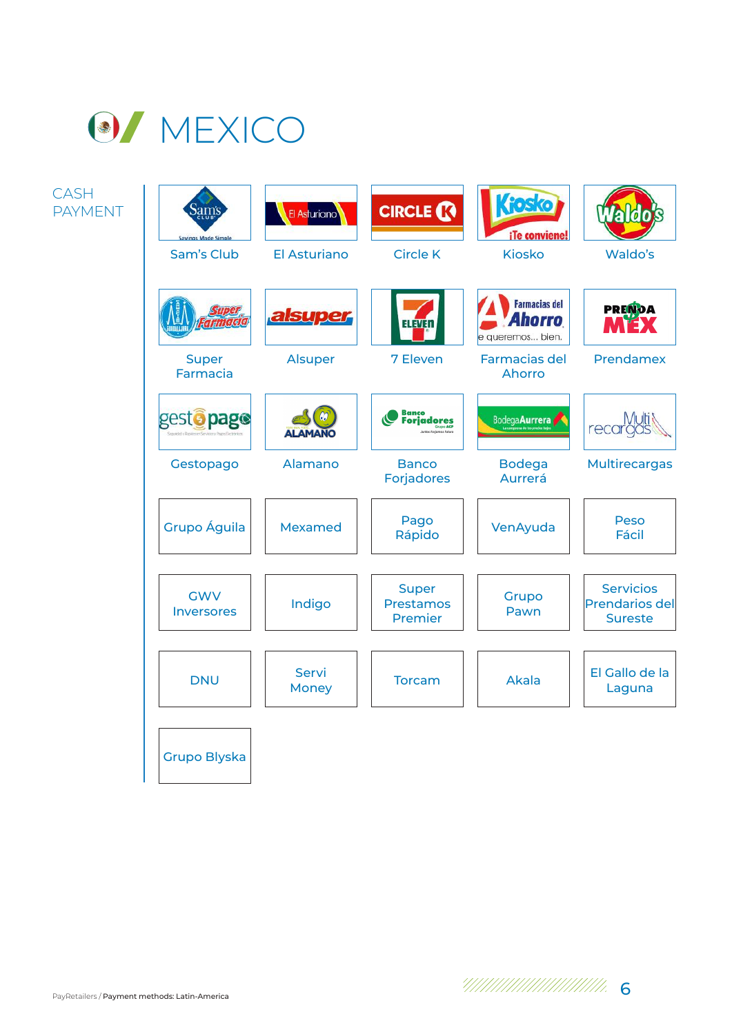# MEXICO

## CASH PAYMENT

- Sam's Club
- El Asturiano
- Circle K
- Kiosko
- Waldo's
- Super Farmacia
- Alsuper
- 7 Eleven
- Farmacias del Ahorro
- Prendamex
- Gestopago
- Alamano
- Banco Forjadores
- Bodega Aurrerá
- Multirecargas
- Grupo Águila
- Mexamed
- Pago Rápido
- VenAyuda
- Peso Fácil
- GWV Inversores
- Indigo
- Super Prestamos Premier
- Grupo Pawn
- Servicios Prendarios del Sureste
- DNU
- Servi Money
- Torcam
- Akala
- El Gallo de la Laguna
- Grupo Blyska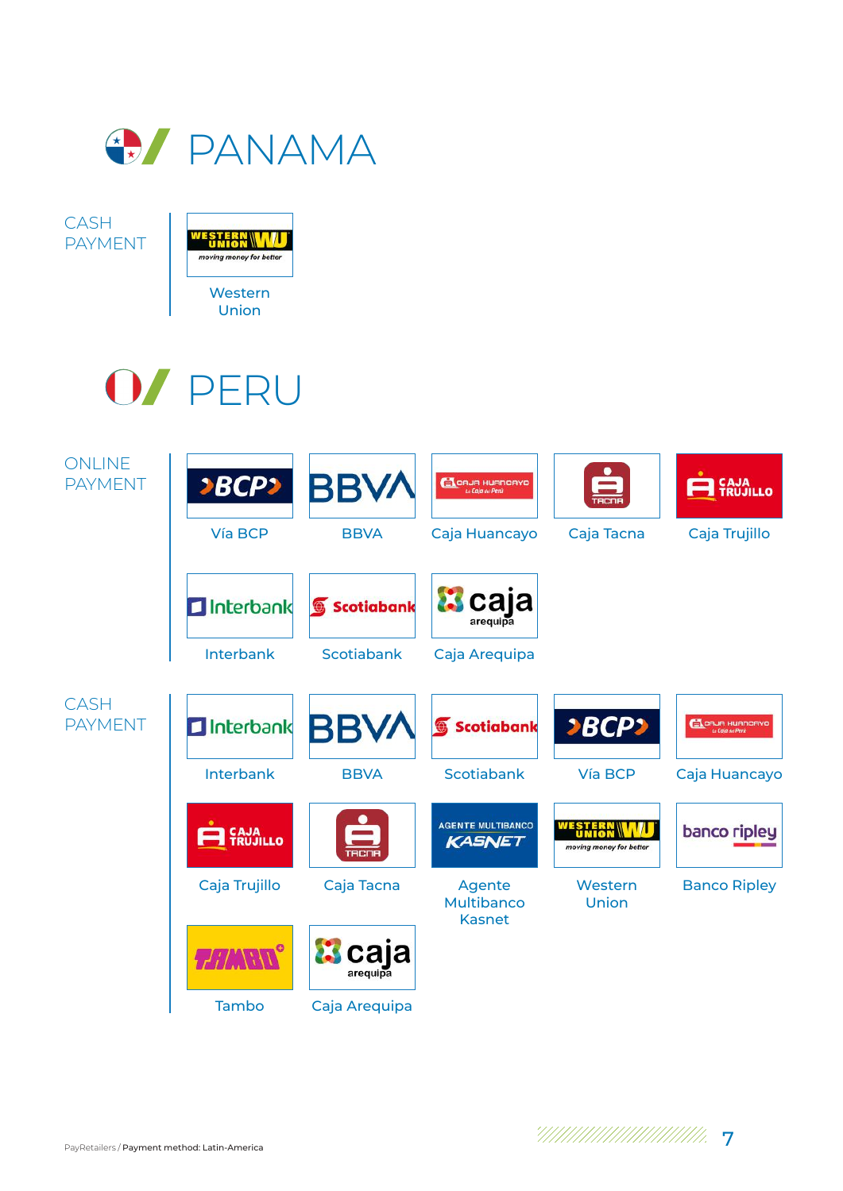# PANAMA

## CASH PAYMENT

- Western Union

# PERU

## ONLINE PAYMENT

- Vía BCP
- BBVA
- Caja Huancayo
- Caja Tacna
- Caja Trujillo
- Interbank
- Scotiabank
- Caja Arequipa

## CASH PAYMENT

- Interbank
- BBVA
- Scotiabank
- Vía BCP
- Caja Huancayo
- Caja Trujillo
- Caja Tacna
- Agente Multibanco Kasnet
- Western Union
- Banco Ripley
- Tambo
- Caja Arequipa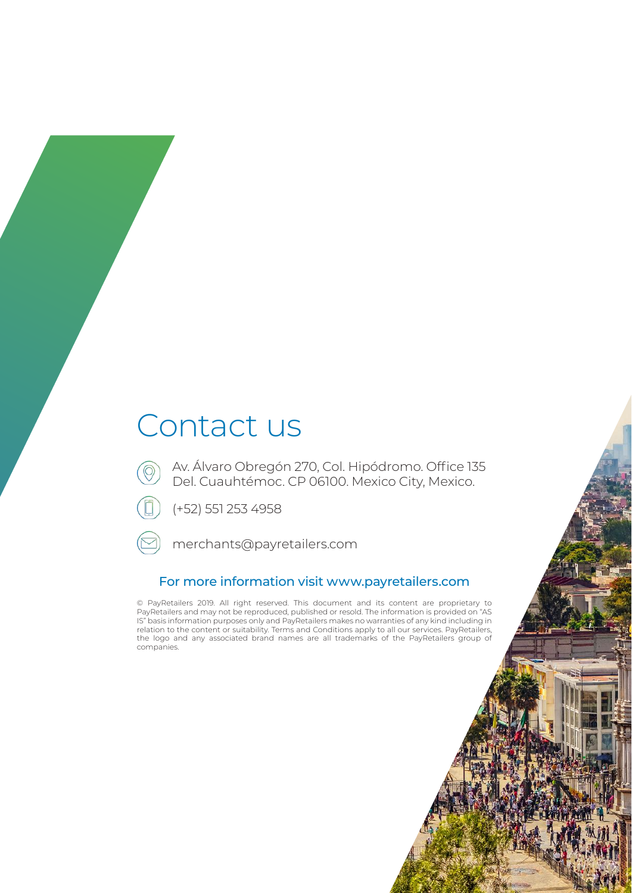# Contact us

Av. Álvaro Obregón 270, Col. Hipódromo. Office 135
Del. Cuauhtémoc. CP 06100. Mexico City, Mexico.

(+52) 551 253 4958

merchants@payretailers.com

For more information visit www.payretailers.com

© PayRetailers 2019. All right reserved. This document and its content are proprietary to PayRetailers and may not be reproduced, published or resold. The information is provided on "AS IS" basis information purposes only and PayRetailers makes no warranties of any kind including in relation to the content or suitability. Terms and Conditions apply to all our services. PayRetailers, the logo and any associated brand names are all trademarks of the PayRetailers group of companies.